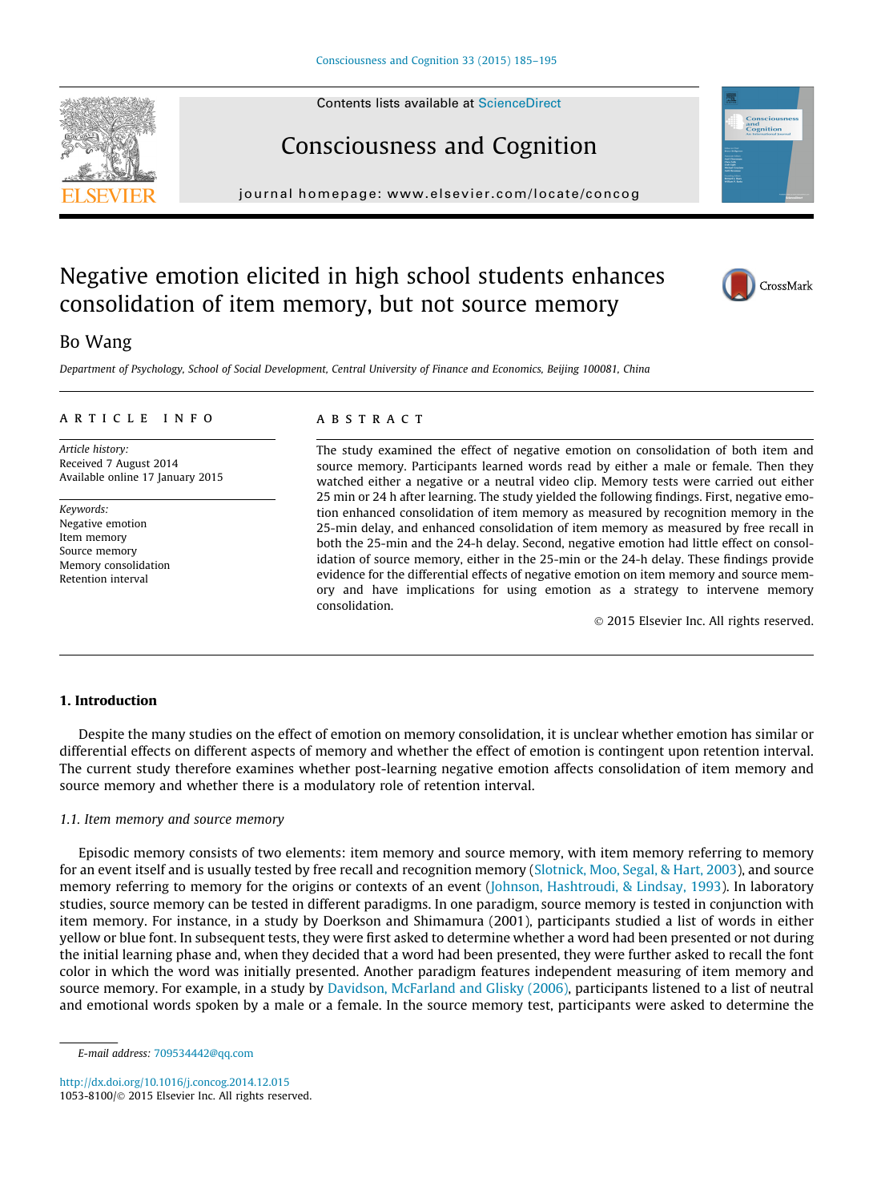# Negative emotion elicited in high school students enhances consolidation of item memory, but not source memory

Bo Wang

*Department of Psychology, School of Social Development, Central University of Finance and Economics, Beijing 100081, China*

## ARTICLE INFO

*Article history:*
Received 7 August 2014
Available online 17 January 2015

*Keywords:*
Negative emotion
Item memory
Source memory
Memory consolidation
Retention interval

## ABSTRACT

The study examined the effect of negative emotion on consolidation of both item and source memory. Participants learned words read by either a male or female. Then they watched either a negative or a neutral video clip. Memory tests were carried out either 25 min or 24 h after learning. The study yielded the following findings. First, negative emotion enhanced consolidation of item memory as measured by recognition memory in the 25-min delay, and enhanced consolidation of item memory as measured by free recall in both the 25-min and the 24-h delay. Second, negative emotion had little effect on consolidation of source memory, either in the 25-min or the 24-h delay. These findings provide evidence for the differential effects of negative emotion on item memory and source memory and have implications for using emotion as a strategy to intervene memory consolidation.

© 2015 Elsevier Inc. All rights reserved.

## 1. Introduction

Despite the many studies on the effect of emotion on memory consolidation, it is unclear whether emotion has similar or differential effects on different aspects of memory and whether the effect of emotion is contingent upon retention interval. The current study therefore examines whether post-learning negative emotion affects consolidation of item memory and source memory and whether there is a modulatory role of retention interval.

### *1.1. Item memory and source memory*

Episodic memory consists of two elements: item memory and source memory, with item memory referring to memory for an event itself and is usually tested by free recall and recognition memory (Slotnick, Moo, Segal, & Hart, 2003), and source memory referring to memory for the origins or contexts of an event (Johnson, Hashtroudi, & Lindsay, 1993). In laboratory studies, source memory can be tested in different paradigms. In one paradigm, source memory is tested in conjunction with item memory. For instance, in a study by Doerkson and Shimamura (2001), participants studied a list of words in either yellow or blue font. In subsequent tests, they were first asked to determine whether a word had been presented or not during the initial learning phase and, when they decided that a word had been presented, they were further asked to recall the font color in which the word was initially presented. Another paradigm features independent measuring of item memory and source memory. For example, in a study by Davidson, McFarland and Glisky (2006), participants listened to a list of neutral and emotional words spoken by a male or a female. In the source memory test, participants were asked to determine the

*E-mail address:* 709534442@qq.com

http://dx.doi.org/10.1016/j.concog.2014.12.015
1053-8100/© 2015 Elsevier Inc. All rights reserved.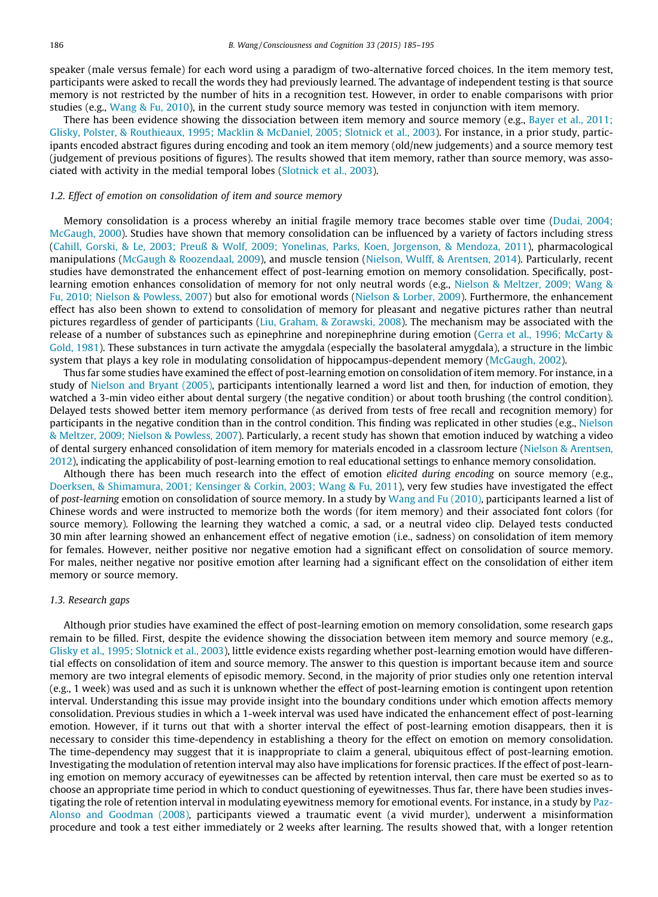speaker (male versus female) for each word using a paradigm of two-alternative forced choices. In the item memory test, participants were asked to recall the words they had previously learned. The advantage of independent testing is that source memory is not restricted by the number of hits in a recognition test. However, in order to enable comparisons with prior studies (e.g., Wang & Fu, 2010), in the current study source memory was tested in conjunction with item memory.

There has been evidence showing the dissociation between item memory and source memory (e.g., Bayer et al., 2011; Glisky, Polster, & Routhieaux, 1995; Macklin & McDaniel, 2005; Slotnick et al., 2003). For instance, in a prior study, participants encoded abstract figures during encoding and took an item memory (old/new judgements) and a source memory test (judgement of previous positions of figures). The results showed that item memory, rather than source memory, was associated with activity in the medial temporal lobes (Slotnick et al., 2003).

### 1.2. Effect of emotion on consolidation of item and source memory

Memory consolidation is a process whereby an initial fragile memory trace becomes stable over time (Dudai, 2004; McGaugh, 2000). Studies have shown that memory consolidation can be influenced by a variety of factors including stress (Cahill, Gorski, & Le, 2003; Preuß & Wolf, 2009; Yonelinas, Parks, Koen, Jorgenson, & Mendoza, 2011), pharmacological manipulations (McGaugh & Roozendaal, 2009), and muscle tension (Nielson, Wulff, & Arentsen, 2014). Particularly, recent studies have demonstrated the enhancement effect of post-learning emotion on memory consolidation. Specifically, post-learning emotion enhances consolidation of memory for not only neutral words (e.g., Nielson & Meltzer, 2009; Wang & Fu, 2010; Nielson & Powless, 2007) but also for emotional words (Nielson & Lorber, 2009). Furthermore, the enhancement effect has also been shown to extend to consolidation of memory for pleasant and negative pictures rather than neutral pictures regardless of gender of participants (Liu, Graham, & Zorawski, 2008). The mechanism may be associated with the release of a number of substances such as epinephrine and norepinephrine during emotion (Gerra et al., 1996; McCarty & Gold, 1981). These substances in turn activate the amygdala (especially the basolateral amygdala), a structure in the limbic system that plays a key role in modulating consolidation of hippocampus-dependent memory (McGaugh, 2002).

Thus far some studies have examined the effect of post-learning emotion on consolidation of item memory. For instance, in a study of Nielson and Bryant (2005), participants intentionally learned a word list and then, for induction of emotion, they watched a 3-min video either about dental surgery (the negative condition) or about tooth brushing (the control condition). Delayed tests showed better item memory performance (as derived from tests of free recall and recognition memory) for participants in the negative condition than in the control condition. This finding was replicated in other studies (e.g., Nielson & Meltzer, 2009; Nielson & Powless, 2007). Particularly, a recent study has shown that emotion induced by watching a video of dental surgery enhanced consolidation of item memory for materials encoded in a classroom lecture (Nielson & Arentsen, 2012), indicating the applicability of post-learning emotion to real educational settings to enhance memory consolidation.

Although there has been much research into the effect of emotion *elicited during encoding* on source memory (e.g., Doerksen, & Shimamura, 2001; Kensinger & Corkin, 2003; Wang & Fu, 2011), very few studies have investigated the effect of *post-learning* emotion on consolidation of source memory. In a study by Wang and Fu (2010), participants learned a list of Chinese words and were instructed to memorize both the words (for item memory) and their associated font colors (for source memory). Following the learning they watched a comic, a sad, or a neutral video clip. Delayed tests conducted 30 min after learning showed an enhancement effect of negative emotion (i.e., sadness) on consolidation of item memory for females. However, neither positive nor negative emotion had a significant effect on consolidation of source memory. For males, neither negative nor positive emotion after learning had a significant effect on the consolidation of either item memory or source memory.

### 1.3. Research gaps

Although prior studies have examined the effect of post-learning emotion on memory consolidation, some research gaps remain to be filled. First, despite the evidence showing the dissociation between item memory and source memory (e.g., Glisky et al., 1995; Slotnick et al., 2003), little evidence exists regarding whether post-learning emotion would have differential effects on consolidation of item and source memory. The answer to this question is important because item and source memory are two integral elements of episodic memory. Second, in the majority of prior studies only one retention interval (e.g., 1 week) was used and as such it is unknown whether the effect of post-learning emotion is contingent upon retention interval. Understanding this issue may provide insight into the boundary conditions under which emotion affects memory consolidation. Previous studies in which a 1-week interval was used have indicated the enhancement effect of post-learning emotion. However, if it turns out that with a shorter interval the effect of post-learning emotion disappears, then it is necessary to consider this time-dependency in establishing a theory for the effect on emotion on memory consolidation. The time-dependency may suggest that it is inappropriate to claim a general, ubiquitous effect of post-learning emotion. Investigating the modulation of retention interval may also have implications for forensic practices. If the effect of post-learning emotion on memory accuracy of eyewitnesses can be affected by retention interval, then care must be exerted so as to choose an appropriate time period in which to conduct questioning of eyewitnesses. Thus far, there have been studies investigating the role of retention interval in modulating eyewitness memory for emotional events. For instance, in a study by Paz-Alonso and Goodman (2008), participants viewed a traumatic event (a vivid murder), underwent a misinformation procedure and took a test either immediately or 2 weeks after learning. The results showed that, with a longer retention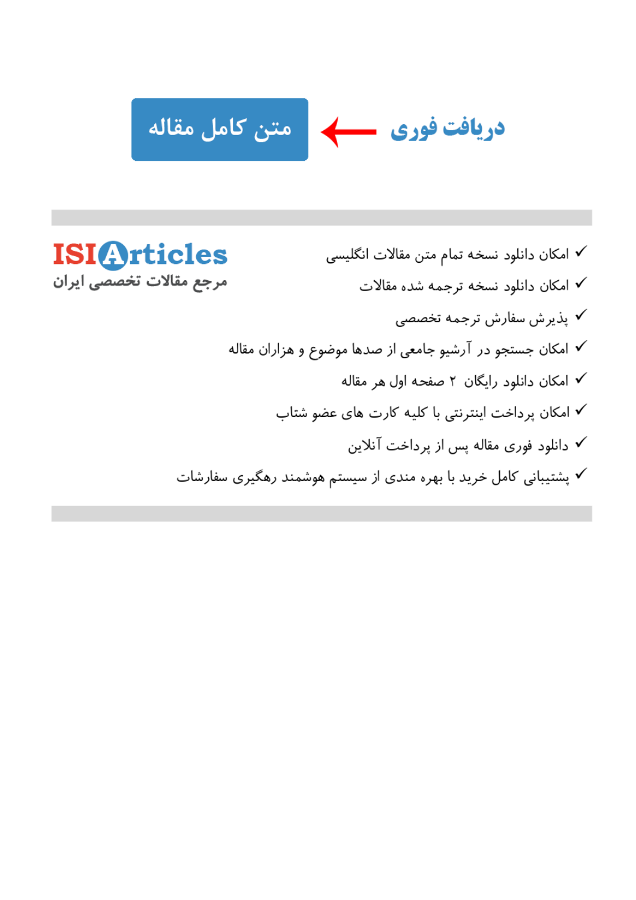دریافت فوری ← متن کامل مقاله

**ISIArticles**
مرجع مقالات تخصصی ایران

- ✓ امکان دانلود نسخه تمام متن مقالات انگلیسی
- ✓ امکان دانلود نسخه ترجمه شده مقالات
- ✓ پذیرش سفارش ترجمه تخصصی
- ✓ امکان جستجو در آرشیو جامعی از صدها موضوع و هزاران مقاله
- ✓ امکان دانلود رایگان ۲ صفحه اول هر مقاله
- ✓ امکان پرداخت اینترنتی با کلیه کارت های عضو شتاب
- ✓ دانلود فوری مقاله پس از پرداخت آنلاین
- ✓ پشتیبانی کامل خرید با بهره مندی از سیستم هوشمند رهگیری سفارشات